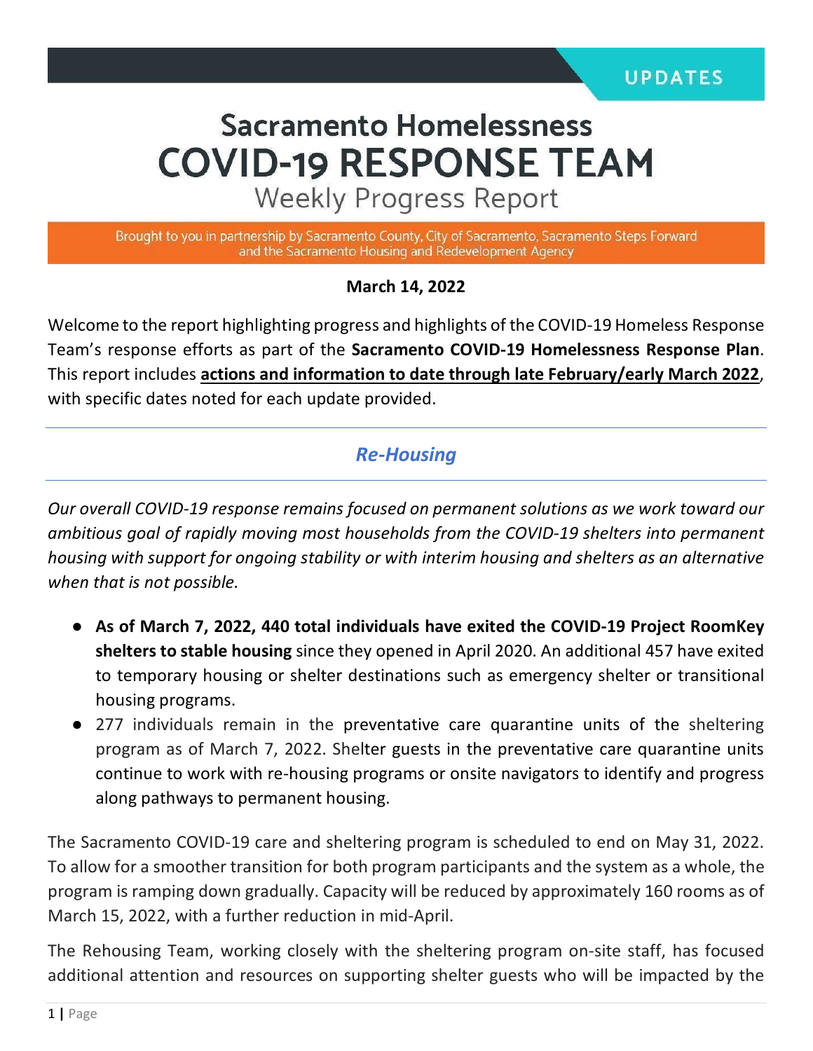UPDATES

# Sacramento Homelessness COVID-19 RESPONSE TEAM

## Weekly Progress Report

Brought to you in partnership by Sacramento County, City of Sacramento, Sacramento Steps Forward and the Sacramento Housing and Redevelopment Agency

**March 14, 2022**

Welcome to the report highlighting progress and highlights of the COVID-19 Homeless Response Team's response efforts as part of the **Sacramento COVID-19 Homelessness Response Plan**. This report includes **actions and information to date through late February/early March 2022**, with specific dates noted for each update provided.

## *Re-Housing*

*Our overall COVID-19 response remains focused on permanent solutions as we work toward our ambitious goal of rapidly moving most households from the COVID-19 shelters into permanent housing with support for ongoing stability or with interim housing and shelters as an alternative when that is not possible.*

- **As of March 7, 2022, 440 total individuals have exited the COVID-19 Project RoomKey shelters to stable housing** since they opened in April 2020. An additional 457 have exited to temporary housing or shelter destinations such as emergency shelter or transitional housing programs.
- 277 individuals remain in the preventative care quarantine units of the sheltering program as of March 7, 2022. Shelter guests in the preventative care quarantine units continue to work with re-housing programs or onsite navigators to identify and progress along pathways to permanent housing.

The Sacramento COVID-19 care and sheltering program is scheduled to end on May 31, 2022. To allow for a smoother transition for both program participants and the system as a whole, the program is ramping down gradually. Capacity will be reduced by approximately 160 rooms as of March 15, 2022, with a further reduction in mid-April.

The Rehousing Team, working closely with the sheltering program on-site staff, has focused additional attention and resources on supporting shelter guests who will be impacted by the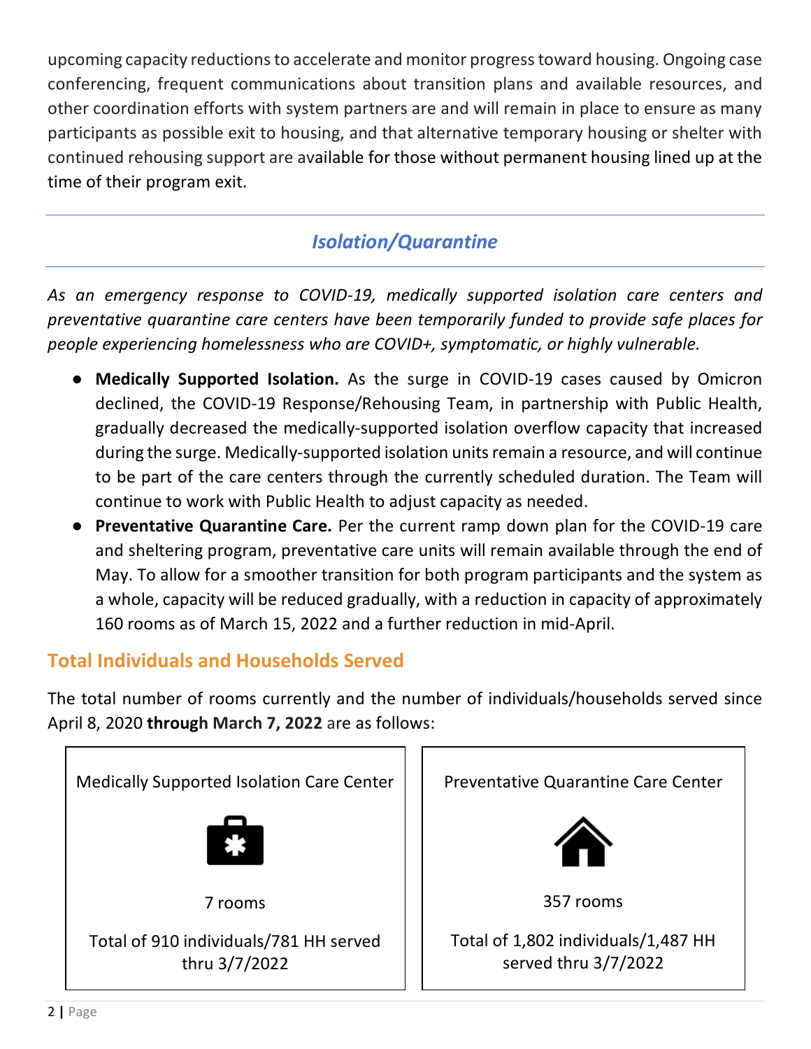upcoming capacity reductions to accelerate and monitor progress toward housing. Ongoing case conferencing, frequent communications about transition plans and available resources, and other coordination efforts with system partners are and will remain in place to ensure as many participants as possible exit to housing, and that alternative temporary housing or shelter with continued rehousing support are available for those without permanent housing lined up at the time of their program exit.

## *Isolation/Quarantine*

*As an emergency response to COVID-19, medically supported isolation care centers and preventative quarantine care centers have been temporarily funded to provide safe places for people experiencing homelessness who are COVID+, symptomatic, or highly vulnerable.*

- **Medically Supported Isolation.** As the surge in COVID-19 cases caused by Omicron declined, the COVID-19 Response/Rehousing Team, in partnership with Public Health, gradually decreased the medically-supported isolation overflow capacity that increased during the surge. Medically-supported isolation units remain a resource, and will continue to be part of the care centers through the currently scheduled duration. The Team will continue to work with Public Health to adjust capacity as needed.
- **Preventative Quarantine Care.** Per the current ramp down plan for the COVID-19 care and sheltering program, preventative care units will remain available through the end of May. To allow for a smoother transition for both program participants and the system as a whole, capacity will be reduced gradually, with a reduction in capacity of approximately 160 rooms as of March 15, 2022 and a further reduction in mid-April.

## Total Individuals and Households Served

The total number of rooms currently and the number of individuals/households served since April 8, 2020 **through March 7, 2022** are as follows:

| Medically Supported Isolation Care Center | Preventative Quarantine Care Center |
|---|---|
| 7 rooms | 357 rooms |
| Total of 910 individuals/781 HH served thru 3/7/2022 | Total of 1,802 individuals/1,487 HH served thru 3/7/2022 |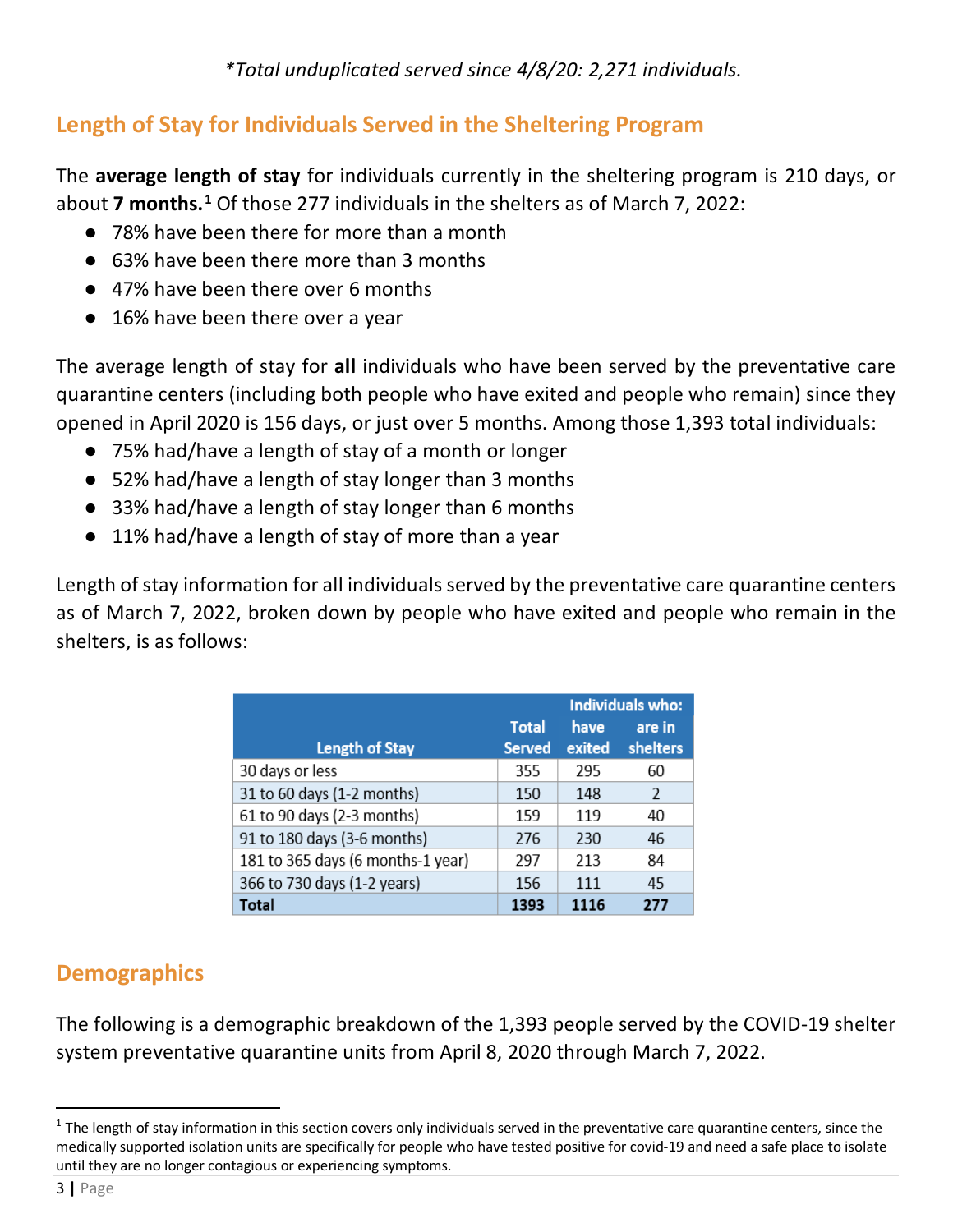*\*Total unduplicated served since 4/8/20: 2,271 individuals.*

## Length of Stay for Individuals Served in the Sheltering Program

The **average length of stay** for individuals currently in the sheltering program is 210 days, or about **7 months.**[1] Of those 277 individuals in the shelters as of March 7, 2022:

- 78% have been there for more than a month
- 63% have been there more than 3 months
- 47% have been there over 6 months
- 16% have been there over a year

The average length of stay for **all** individuals who have been served by the preventative care quarantine centers (including both people who have exited and people who remain) since they opened in April 2020 is 156 days, or just over 5 months. Among those 1,393 total individuals:

- 75% had/have a length of stay of a month or longer
- 52% had/have a length of stay longer than 3 months
- 33% had/have a length of stay longer than 6 months
- 11% had/have a length of stay of more than a year

Length of stay information for all individuals served by the preventative care quarantine centers as of March 7, 2022, broken down by people who have exited and people who remain in the shelters, is as follows:

| Length of Stay | Total Served | Individuals who: have exited | are in shelters |
|---|---|---|---|
| 30 days or less | 355 | 295 | 60 |
| 31 to 60 days (1-2 months) | 150 | 148 | 2 |
| 61 to 90 days (2-3 months) | 159 | 119 | 40 |
| 91 to 180 days (3-6 months) | 276 | 230 | 46 |
| 181 to 365 days (6 months-1 year) | 297 | 213 | 84 |
| 366 to 730 days (1-2 years) | 156 | 111 | 45 |
| **Total** | **1393** | **1116** | **277** |

## Demographics

The following is a demographic breakdown of the 1,393 people served by the COVID-19 shelter system preventative quarantine units from April 8, 2020 through March 7, 2022.

[1] The length of stay information in this section covers only individuals served in the preventative care quarantine centers, since the medically supported isolation units are specifically for people who have tested positive for covid-19 and need a safe place to isolate until they are no longer contagious or experiencing symptoms.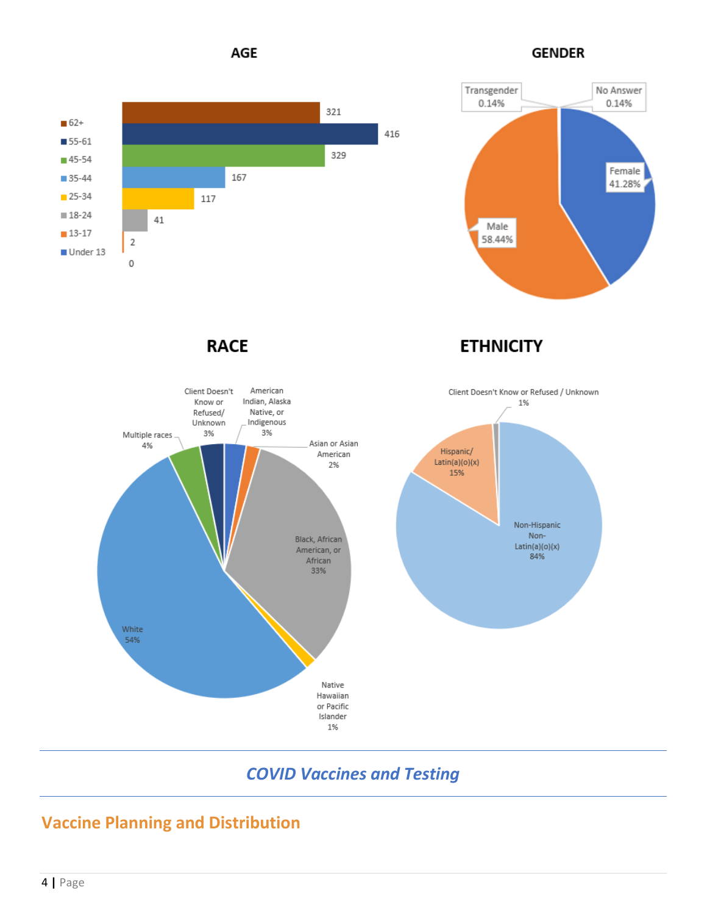## AGE

| Age | Count |
| --- | --- |
| 62+ | 321 |
| 55-61 | 416 |
| 45-54 | 329 |
| 35-44 | 167 |
| 25-34 | 117 |
| 18-24 | 41 |
| 13-17 | 2 |
| Under 13 | 0 |

## GENDER

| Gender | Percent |
| --- | --- |
| Transgender | 0.14% |
| No Answer | 0.14% |
| Female | 41.28% |
| Male | 58.44% |

## RACE

| Race | Percent |
| --- | --- |
| Client Doesn't Know or Refused/ Unknown | 3% |
| American Indian, Alaska Native, or Indigenous | 3% |
| Asian or Asian American | 2% |
| Black, African American, or African | 33% |
| Native Hawaiian or Pacific Islander | 1% |
| White | 54% |
| Multiple races | 4% |

## ETHNICITY

| Ethnicity | Percent |
| --- | --- |
| Client Doesn't Know or Refused / Unknown | 1% |
| Hispanic/ Latin(a)(o)(x) | 15% |
| Non-Hispanic Non-Latin(a)(o)(x) | 84% |

# *COVID Vaccines and Testing*

## Vaccine Planning and Distribution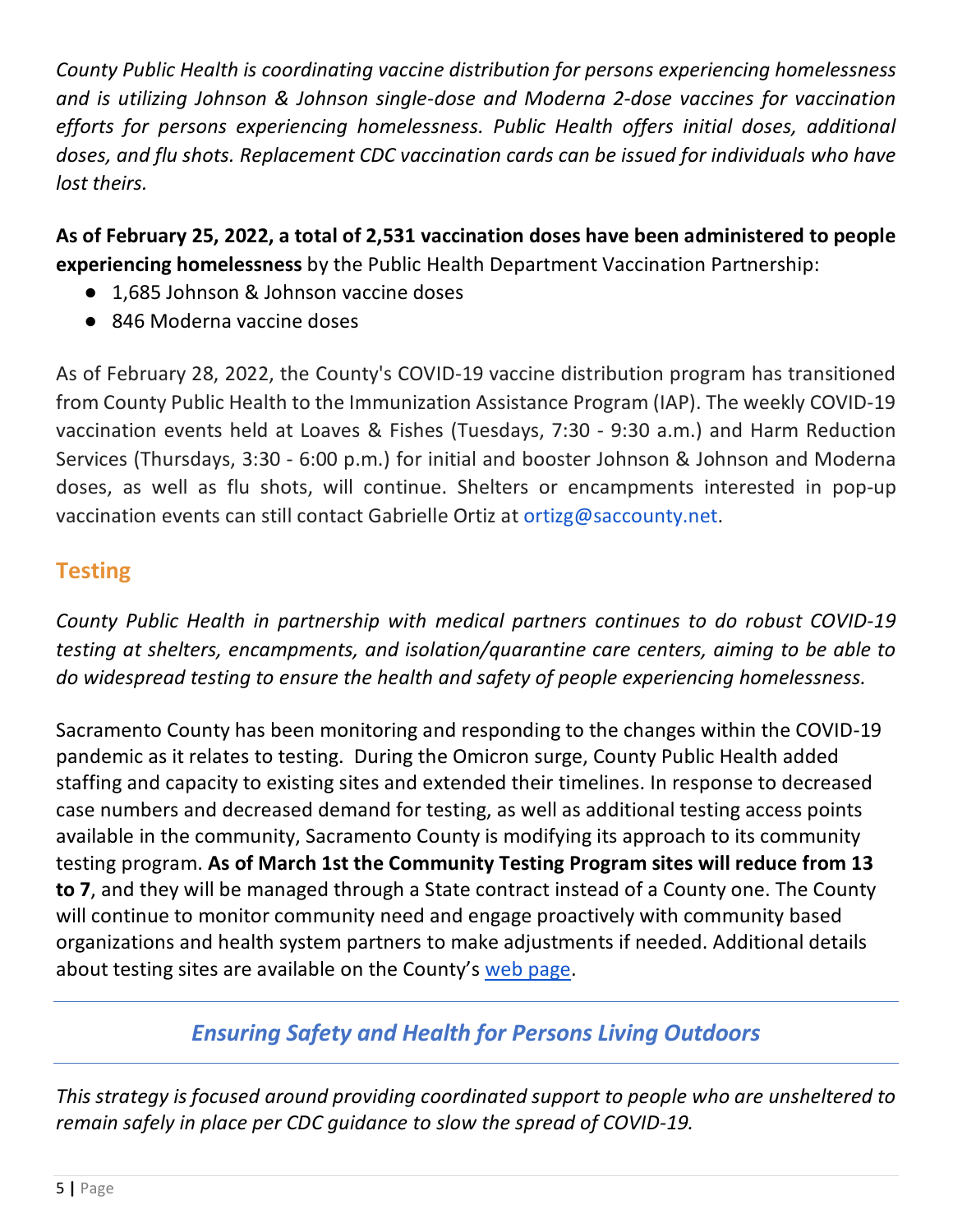*County Public Health is coordinating vaccine distribution for persons experiencing homelessness and is utilizing Johnson & Johnson single-dose and Moderna 2-dose vaccines for vaccination efforts for persons experiencing homelessness. Public Health offers initial doses, additional doses, and flu shots. Replacement CDC vaccination cards can be issued for individuals who have lost theirs.*

**As of February 25, 2022, a total of 2,531 vaccination doses have been administered to people experiencing homelessness** by the Public Health Department Vaccination Partnership:

- 1,685 Johnson & Johnson vaccine doses
- 846 Moderna vaccine doses

As of February 28, 2022, the County's COVID-19 vaccine distribution program has transitioned from County Public Health to the Immunization Assistance Program (IAP). The weekly COVID-19 vaccination events held at Loaves & Fishes (Tuesdays, 7:30 - 9:30 a.m.) and Harm Reduction Services (Thursdays, 3:30 - 6:00 p.m.) for initial and booster Johnson & Johnson and Moderna doses, as well as flu shots, will continue. Shelters or encampments interested in pop-up vaccination events can still contact Gabrielle Ortiz at ortizg@saccounty.net.

## Testing

*County Public Health in partnership with medical partners continues to do robust COVID-19 testing at shelters, encampments, and isolation/quarantine care centers, aiming to be able to do widespread testing to ensure the health and safety of people experiencing homelessness.*

Sacramento County has been monitoring and responding to the changes within the COVID-19 pandemic as it relates to testing. During the Omicron surge, County Public Health added staffing and capacity to existing sites and extended their timelines. In response to decreased case numbers and decreased demand for testing, as well as additional testing access points available in the community, Sacramento County is modifying its approach to its community testing program. **As of March 1st the Community Testing Program sites will reduce from 13 to 7**, and they will be managed through a State contract instead of a County one. The County will continue to monitor community need and engage proactively with community based organizations and health system partners to make adjustments if needed. Additional details about testing sites are available on the County's web page.

## *Ensuring Safety and Health for Persons Living Outdoors*

*This strategy is focused around providing coordinated support to people who are unsheltered to remain safely in place per CDC guidance to slow the spread of COVID-19.*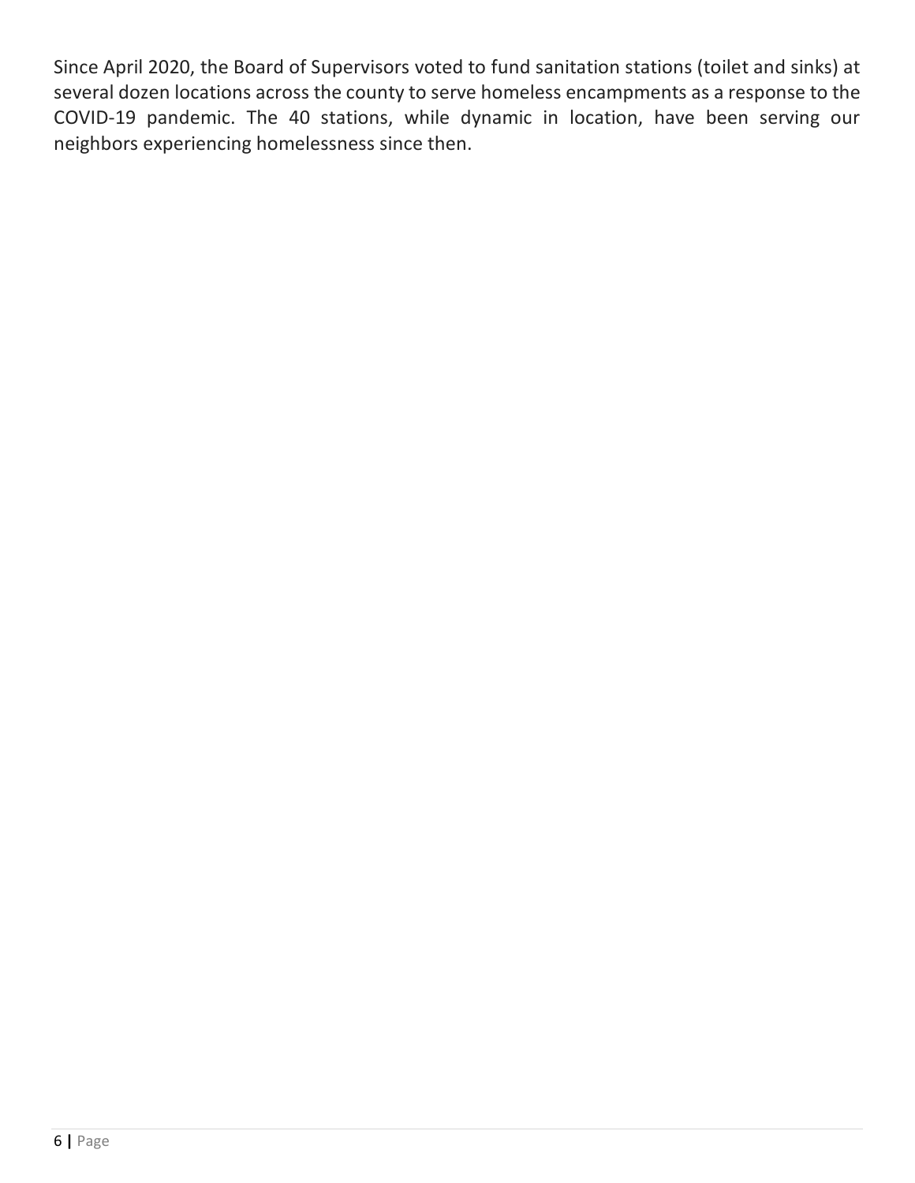Since April 2020, the Board of Supervisors voted to fund sanitation stations (toilet and sinks) at several dozen locations across the county to serve homeless encampments as a response to the COVID-19 pandemic. The 40 stations, while dynamic in location, have been serving our neighbors experiencing homelessness since then.